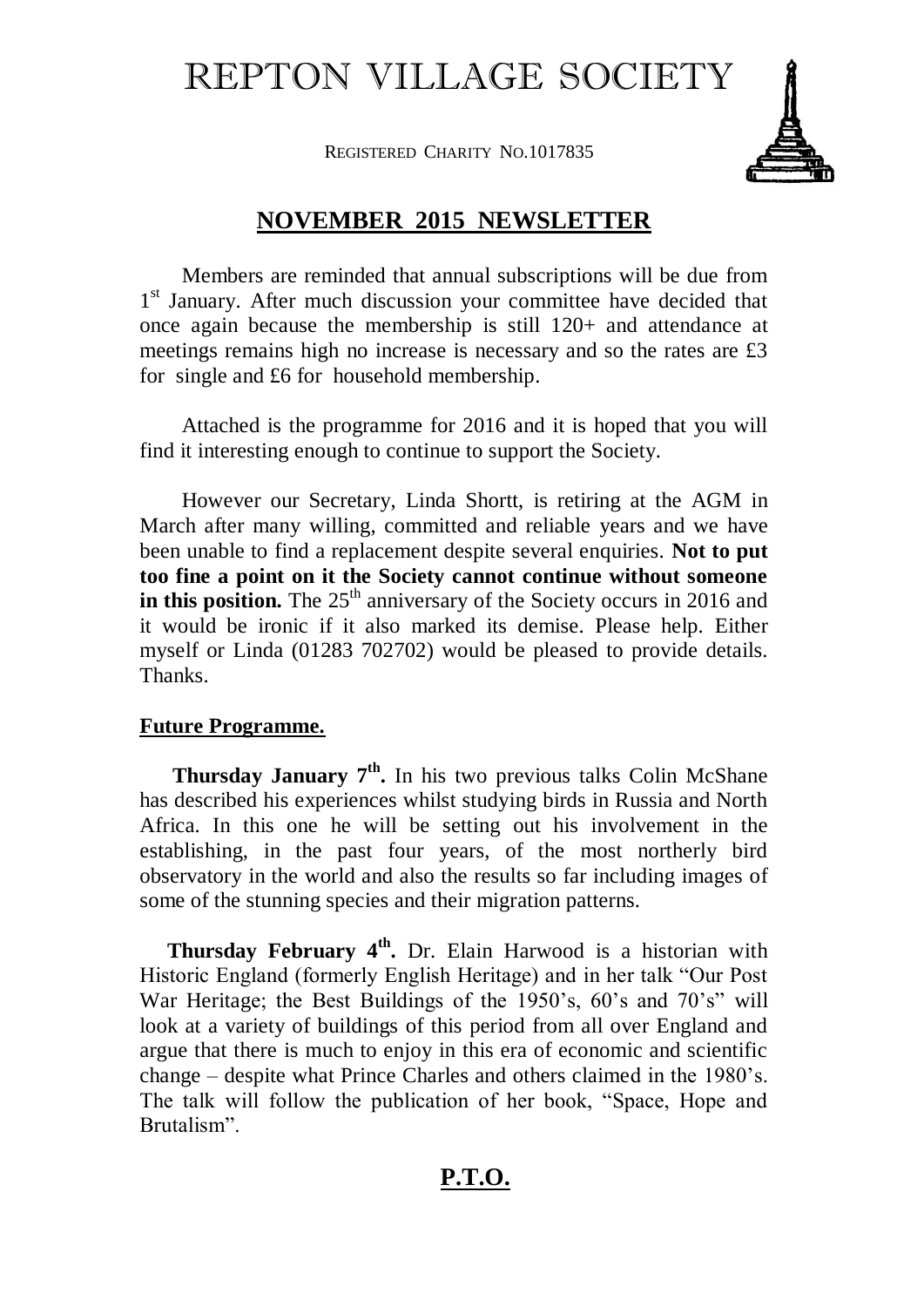# REPTON VILLAGE SOCIETY

REGISTERED CHARITY NO.1017835

## NOVEMBER 2015 NEWSLETTER

Members are reminded that annual subscriptions will be due from 1st January. After much discussion your committee have decided that once again because the membership is still 120+ and attendance at meetings remains high no increase is necessary and so the rates are £3 for single and £6 for household membership.

Attached is the programme for 2016 and it is hoped that you will find it interesting enough to continue to support the Society.

However our Secretary, Linda Shortt, is retiring at the AGM in March after many willing, committed and reliable years and we have been unable to find a replacement despite several enquiries. **Not to put too fine a point on it the Society cannot continue without someone in this position.** The 25th anniversary of the Society occurs in 2016 and it would be ironic if it also marked its demise. Please help. Either myself or Linda (01283 702702) would be pleased to provide details. Thanks.

### Future Programme.

**Thursday January 7th.** In his two previous talks Colin McShane has described his experiences whilst studying birds in Russia and North Africa. In this one he will be setting out his involvement in the establishing, in the past four years, of the most northerly bird observatory in the world and also the results so far including images of some of the stunning species and their migration patterns.

**Thursday February 4th.** Dr. Elain Harwood is a historian with Historic England (formerly English Heritage) and in her talk "Our Post War Heritage; the Best Buildings of the 1950's, 60's and 70's" will look at a variety of buildings of this period from all over England and argue that there is much to enjoy in this era of economic and scientific change – despite what Prince Charles and others claimed in the 1980's. The talk will follow the publication of her book, "Space, Hope and Brutalism".

**P.T.O.**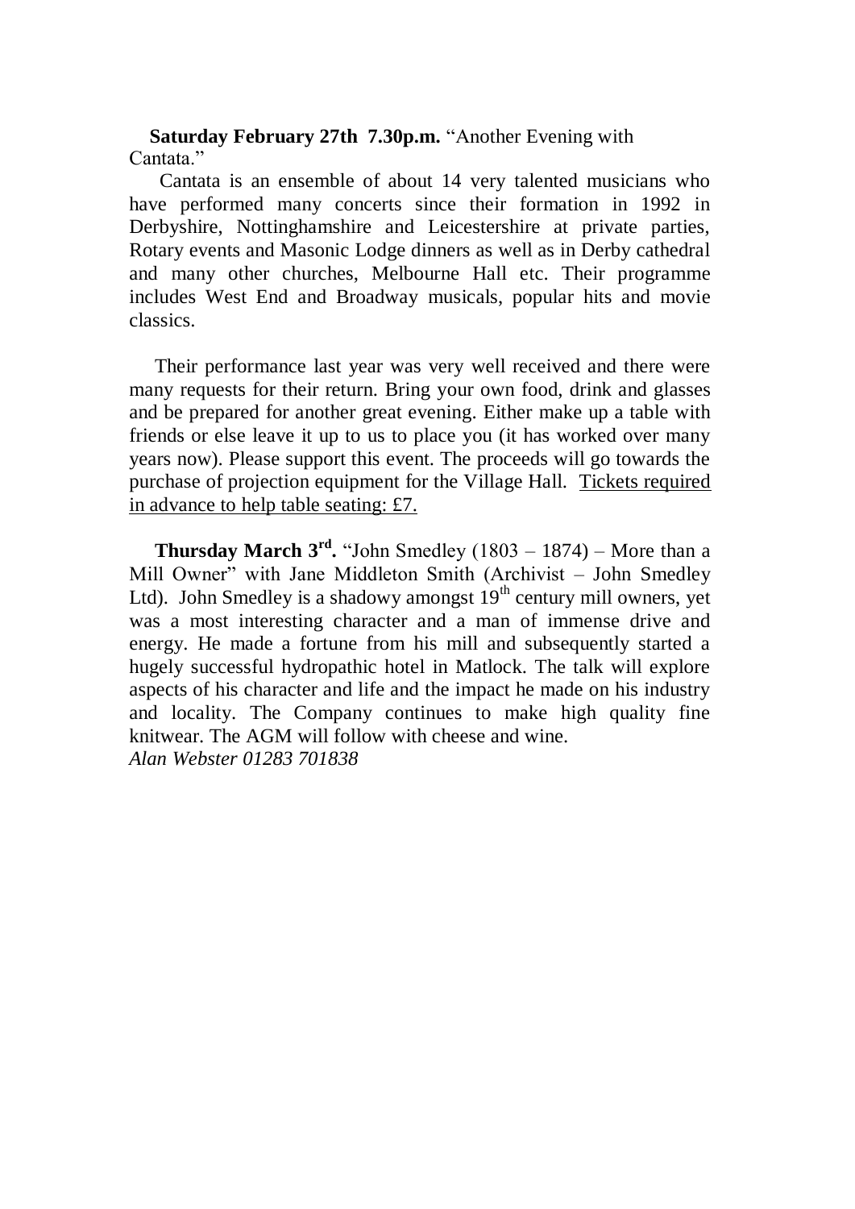**Saturday February 27th 7.30p.m.** "Another Evening with Cantata."

Cantata is an ensemble of about 14 very talented musicians who have performed many concerts since their formation in 1992 in Derbyshire, Nottinghamshire and Leicestershire at private parties, Rotary events and Masonic Lodge dinners as well as in Derby cathedral and many other churches, Melbourne Hall etc. Their programme includes West End and Broadway musicals, popular hits and movie classics.

Their performance last year was very well received and there were many requests for their return. Bring your own food, drink and glasses and be prepared for another great evening. Either make up a table with friends or else leave it up to us to place you (it has worked over many years now). Please support this event. The proceeds will go towards the purchase of projection equipment for the Village Hall. <u>Tickets required in advance to help table seating: £7.</u>

**Thursday March 3rd.** "John Smedley (1803 – 1874) – More than a Mill Owner" with Jane Middleton Smith (Archivist – John Smedley Ltd). John Smedley is a shadowy amongst 19th century mill owners, yet was a most interesting character and a man of immense drive and energy. He made a fortune from his mill and subsequently started a hugely successful hydropathic hotel in Matlock. The talk will explore aspects of his character and life and the impact he made on his industry and locality. The Company continues to make high quality fine knitwear. The AGM will follow with cheese and wine.

*Alan Webster 01283 701838*